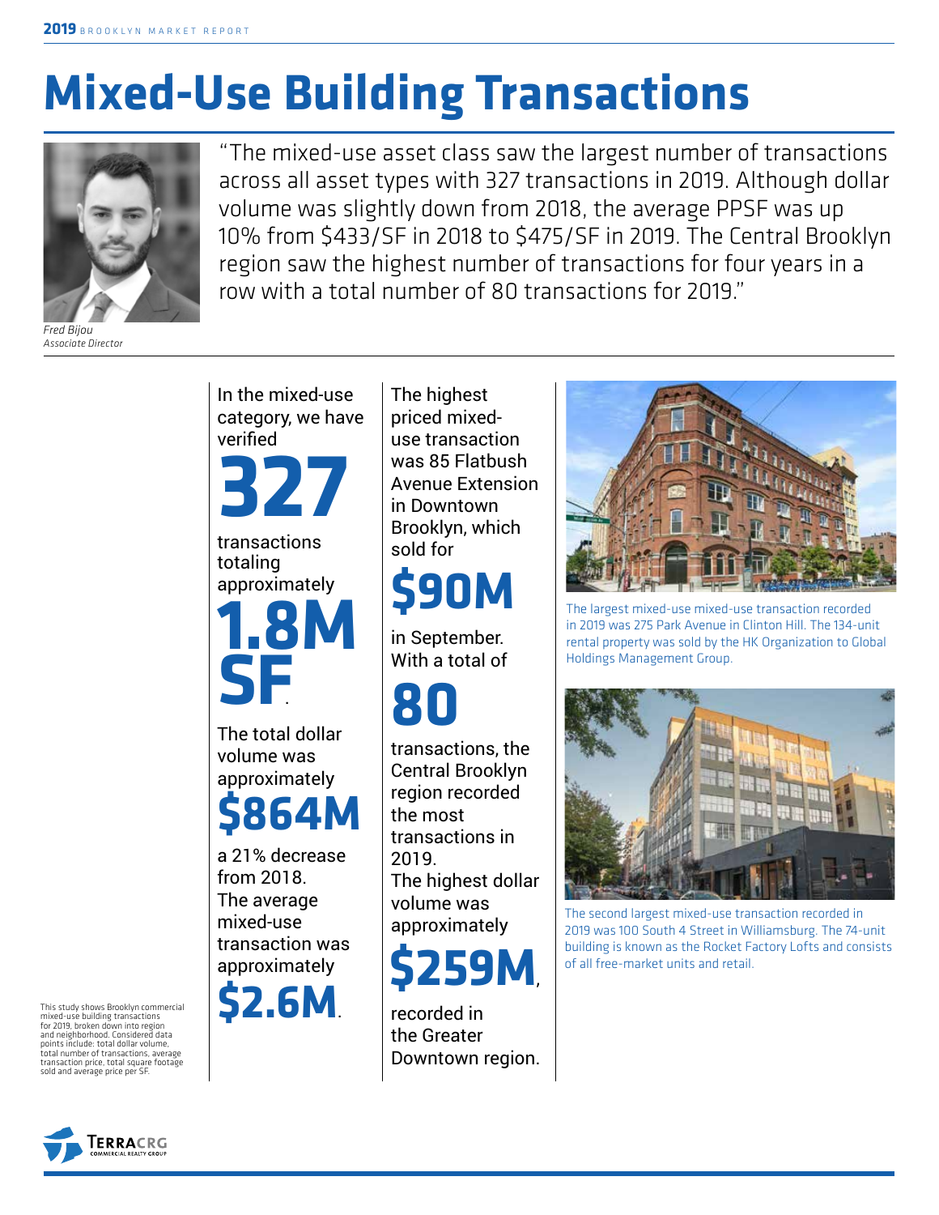# Mixed-Use Building Transactions

"The mixed-use asset class saw the largest number of transactions across all asset types with 327 transactions in 2019. Although dollar volume was slightly down from 2018, the average PPSF was up 10% from $433/SF in 2018 to $475/SF in 2019. The Central Brooklyn region saw the highest number of transactions for four years in a row with a total number of 80 transactions for 2019."

*Fred Bijou*
*Associate Director*

This study shows Brooklyn commercial mixed-use building transactions for 2019, broken down into region and neighborhood. Considered data points include: total dollar volume, total number of transactions, average transaction price, total square footage sold and average price per SF.

In the mixed-use category, we have verified

**327**

transactions totaling approximately

**1.8M SF**.

The total dollar volume was approximately

**$864M**

a 21% decrease from 2018.

The average mixed-use transaction was approximately

**$2.6M**.

The highest priced mixed-use transaction was 85 Flatbush Avenue Extension in Downtown Brooklyn, which sold for

**$90M**

in September.

With a total of

**80**

transactions, the Central Brooklyn region recorded the most transactions in 2019.

The highest dollar volume was approximately

**$259M**,

recorded in the Greater Downtown region.

The largest mixed-use mixed-use transaction recorded in 2019 was 275 Park Avenue in Clinton Hill. The 134-unit rental property was sold by the HK Organization to Global Holdings Management Group.

The second largest mixed-use transaction recorded in 2019 was 100 South 4 Street in Williamsburg. The 74-unit building is known as the Rocket Factory Lofts and consists of all free-market units and retail.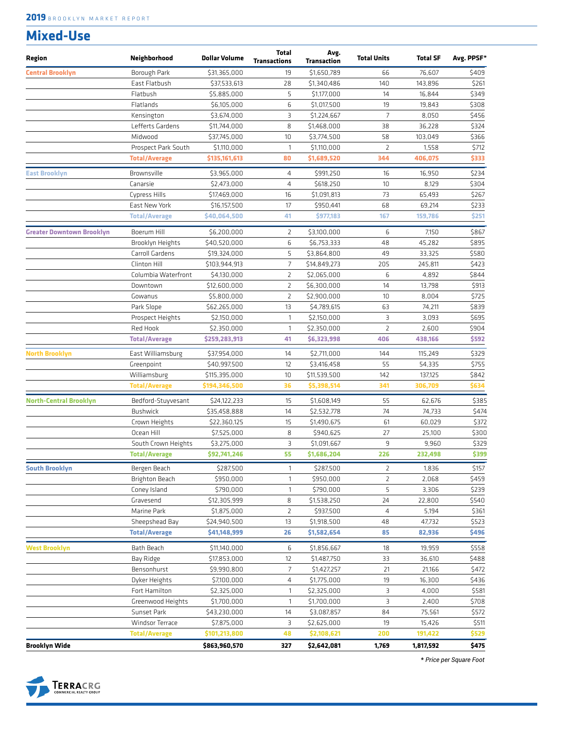## Mixed-Use

| Region | Neighborhood | Dollar Volume | Total Transactions | Avg. Transaction | Total Units | Total SF | Avg. PPSF* |
|---|---|---|---|---|---|---|---|
| Central Brooklyn | Borough Park | $31,365,000 | 19 | $1,650,789 | 66 | 76,607 | $409 |
| | East Flatbush | $37,533,613 | 28 | $1,340,486 | 140 | 143,896 | $261 |
| | Flatbush | $5,885,000 | 5 | $1,177,000 | 14 | 16,844 | $349 |
| | Flatlands | $6,105,000 | 6 | $1,017,500 | 19 | 19,843 | $308 |
| | Kensington | $3,674,000 | 3 | $1,224,667 | 7 | 8,050 | $456 |
| | Lefferts Gardens | $11,744,000 | 8 | $1,468,000 | 38 | 36,228 | $324 |
| | Midwood | $37,745,000 | 10 | $3,774,500 | 58 | 103,049 | $366 |
| | Prospect Park South | $1,110,000 | 1 | $1,110,000 | 2 | 1,558 | $712 |
| | **Total/Average** | **$135,161,613** | **80** | **$1,689,520** | **344** | **406,075** | **$333** |
| East Brooklyn | Brownsville | $3,965,000 | 4 | $991,250 | 16 | 16,950 | $234 |
| | Canarsie | $2,473,000 | 4 | $618,250 | 10 | 8,129 | $304 |
| | Cypress Hills | $17,469,000 | 16 | $1,091,813 | 73 | 65,493 | $267 |
| | East New York | $16,157,500 | 17 | $950,441 | 68 | 69,214 | $233 |
| | **Total/Average** | **$40,064,500** | **41** | **$977,183** | **167** | **159,786** | **$251** |
| Greater Downtown Brooklyn | Boerum Hill | $6,200,000 | 2 | $3,100,000 | 6 | 7,150 | $867 |
| | Brooklyn Heights | $40,520,000 | 6 | $6,753,333 | 48 | 45,282 | $895 |
| | Carroll Gardens | $19,324,000 | 5 | $3,864,800 | 49 | 33,325 | $580 |
| | Clinton Hill | $103,944,913 | 7 | $14,849,273 | 205 | 245,811 | $423 |
| | Columbia Waterfront | $4,130,000 | 2 | $2,065,000 | 6 | 4,892 | $844 |
| | Downtown | $12,600,000 | 2 | $6,300,000 | 14 | 13,798 | $913 |
| | Gowanus | $5,800,000 | 2 | $2,900,000 | 10 | 8,004 | $725 |
| | Park Slope | $62,265,000 | 13 | $4,789,615 | 63 | 74,211 | $839 |
| | Prospect Heights | $2,150,000 | 1 | $2,150,000 | 3 | 3,093 | $695 |
| | Red Hook | $2,350,000 | 1 | $2,350,000 | 2 | 2,600 | $904 |
| | **Total/Average** | **$259,283,913** | **41** | **$6,323,998** | **406** | **438,166** | **$592** |
| North Brooklyn | East Williamsburg | $37,954,000 | 14 | $2,711,000 | 144 | 115,249 | $329 |
| | Greenpoint | $40,997,500 | 12 | $3,416,458 | 55 | 54,335 | $755 |
| | Williamsburg | $115,395,000 | 10 | $11,539,500 | 142 | 137,125 | $842 |
| | **Total/Average** | **$194,346,500** | **36** | **$5,398,514** | **341** | **306,709** | **$634** |
| North-Central Brooklyn | Bedford-Stuyvesant | $24,122,233 | 15 | $1,608,149 | 55 | 62,676 | $385 |
| | Bushwick | $35,458,888 | 14 | $2,532,778 | 74 | 74,733 | $474 |
| | Crown Heights | $22,360,125 | 15 | $1,490,675 | 61 | 60,029 | $372 |
| | Ocean Hill | $7,525,000 | 8 | $940,625 | 27 | 25,100 | $300 |
| | South Crown Heights | $3,275,000 | 3 | $1,091,667 | 9 | 9,960 | $329 |
| | **Total/Average** | **$92,741,246** | **55** | **$1,686,204** | **226** | **232,498** | **$399** |
| South Brooklyn | Bergen Beach | $287,500 | 1 | $287,500 | 2 | 1,836 | $157 |
| | Brighton Beach | $950,000 | 1 | $950,000 | 2 | 2,068 | $459 |
| | Coney Island | $790,000 | 1 | $790,000 | 5 | 3,306 | $239 |
| | Gravesend | $12,305,999 | 8 | $1,538,250 | 24 | 22,800 | $540 |
| | Marine Park | $1,875,000 | 2 | $937,500 | 4 | 5,194 | $361 |
| | Sheepshead Bay | $24,940,500 | 13 | $1,918,500 | 48 | 47,732 | $523 |
| | **Total/Average** | **$41,148,999** | **26** | **$1,582,654** | **85** | **82,936** | **$496** |
| West Brooklyn | Bath Beach | $11,140,000 | 6 | $1,856,667 | 18 | 19,959 | $558 |
| | Bay Ridge | $17,853,000 | 12 | $1,487,750 | 33 | 36,610 | $488 |
| | Bensonhurst | $9,990,800 | 7 | $1,427,257 | 21 | 21,166 | $472 |
| | Dyker Heights | $7,100,000 | 4 | $1,775,000 | 19 | 16,300 | $436 |
| | Fort Hamilton | $2,325,000 | 1 | $2,325,000 | 3 | 4,000 | $581 |
| | Greenwood Heights | $1,700,000 | 1 | $1,700,000 | 3 | 2,400 | $708 |
| | Sunset Park | $43,230,000 | 14 | $3,087,857 | 84 | 75,561 | $572 |
| | Windsor Terrace | $7,875,000 | 3 | $2,625,000 | 19 | 15,426 | $511 |
| | **Total/Average** | **$101,213,800** | **48** | **$2,108,621** | **200** | **191,422** | **$529** |
| **Brooklyn Wide** | | **$863,960,570** | **327** | **$2,642,081** | **1,769** | **1,817,592** | **$475** |

*\* Price per Square Foot*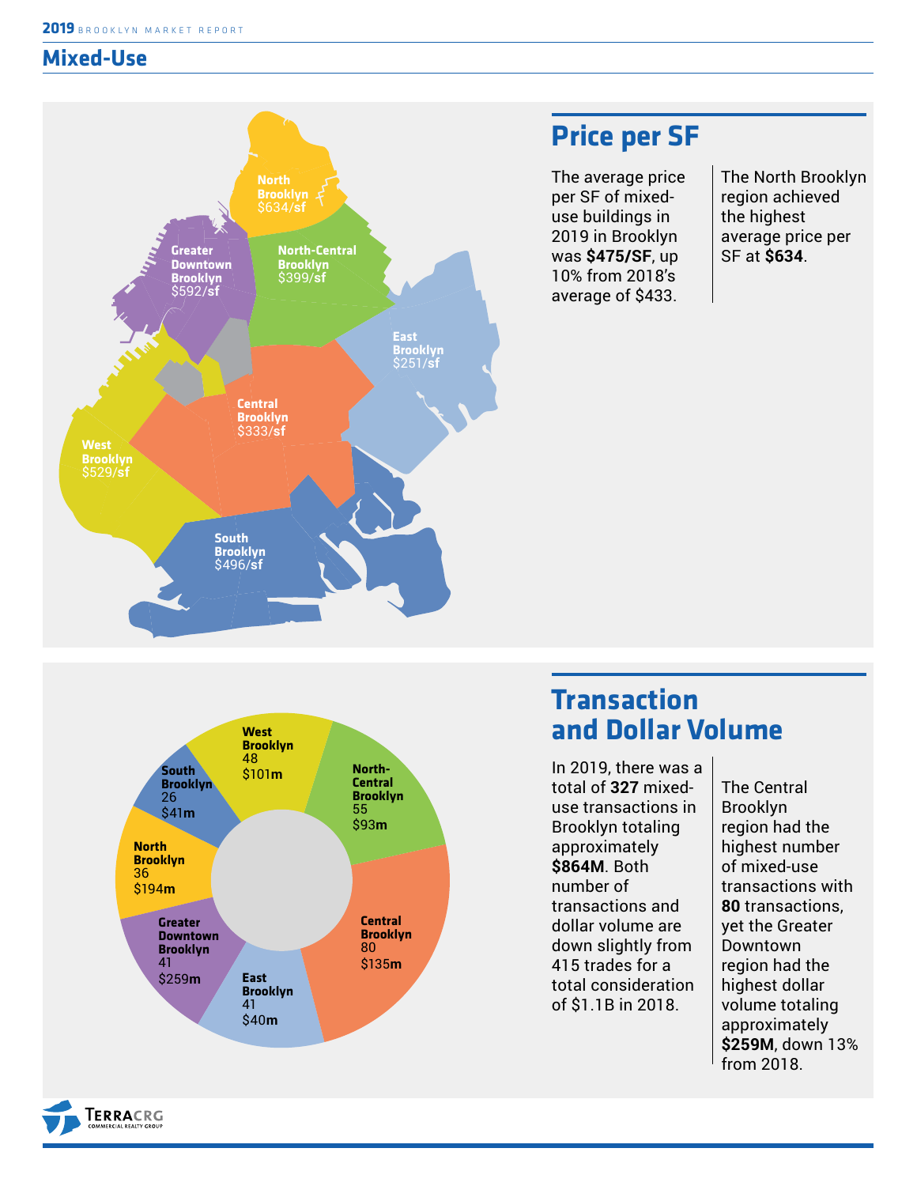## Mixed-Use

North Brooklyn
$634/sf

Greater Downtown Brooklyn
$592/sf

North-Central Brooklyn
$399/sf

East Brooklyn
$251/sf

Central Brooklyn
$333/sf

West Brooklyn
$529/sf

South Brooklyn
$496/sf

## Price per SF

The average price per SF of mixed-use buildings in 2019 in Brooklyn was **$475/SF**, up 10% from 2018's average of $433.

The North Brooklyn region achieved the highest average price per SF at **$634**.

West Brooklyn
48
$101m

North-Central Brooklyn
55
$93m

South Brooklyn
26
$41m

North Brooklyn
36
$194m

Greater Downtown Brooklyn
41
$259m

Central Brooklyn
80
$135m

East Brooklyn
41
$40m

## Transaction and Dollar Volume

In 2019, there was a total of **327** mixed-use transactions in Brooklyn totaling approximately **$864M**. Both number of transactions and dollar volume are down slightly from 415 trades for a total consideration of $1.1B in 2018.

The Central Brooklyn region had the highest number of mixed-use transactions with **80** transactions, yet the Greater Downtown region had the highest dollar volume totaling approximately **$259M**, down 13% from 2018.